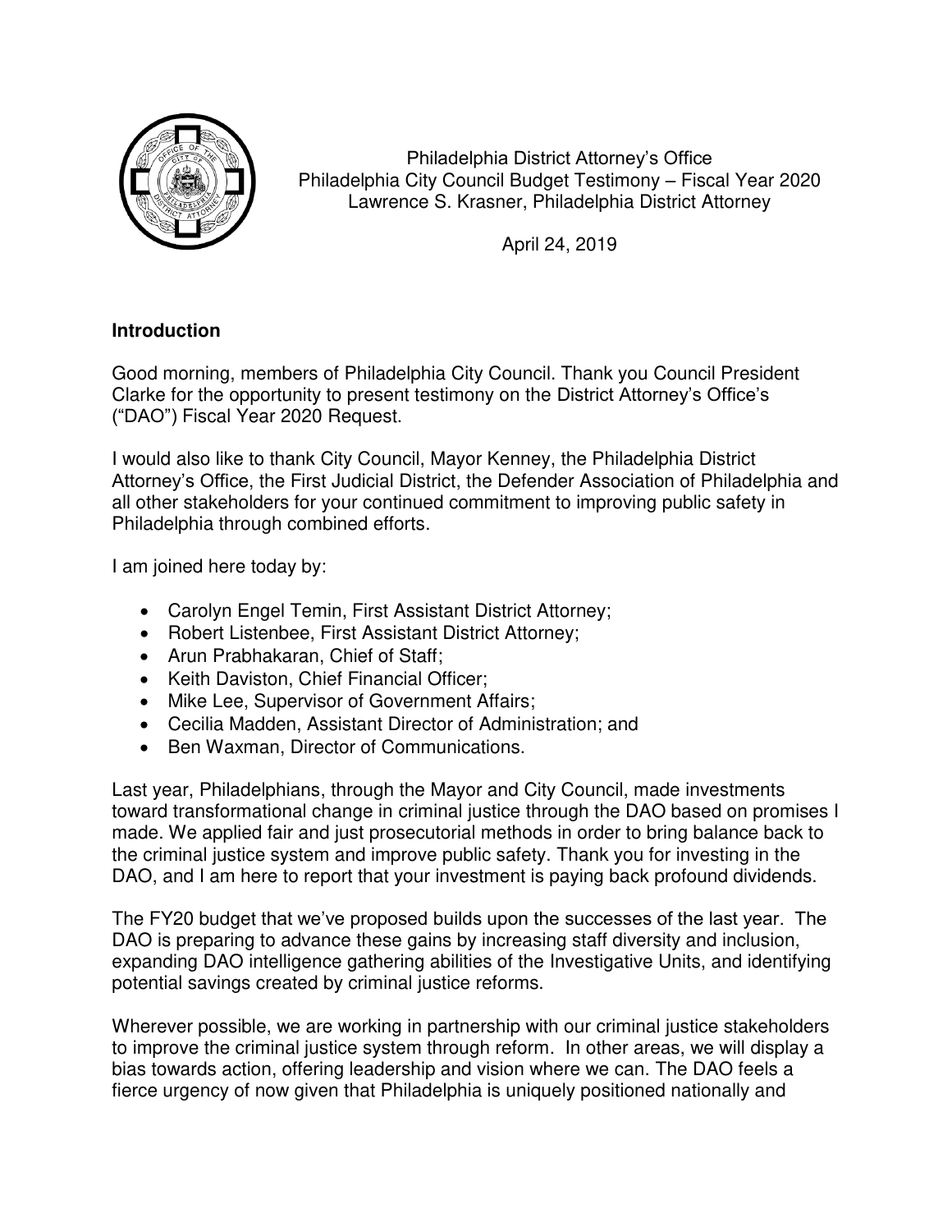Philadelphia District Attorney's Office
Philadelphia City Council Budget Testimony – Fiscal Year 2020
Lawrence S. Krasner, Philadelphia District Attorney

April 24, 2019

## Introduction

Good morning, members of Philadelphia City Council. Thank you Council President Clarke for the opportunity to present testimony on the District Attorney's Office's ("DAO") Fiscal Year 2020 Request.

I would also like to thank City Council, Mayor Kenney, the Philadelphia District Attorney's Office, the First Judicial District, the Defender Association of Philadelphia and all other stakeholders for your continued commitment to improving public safety in Philadelphia through combined efforts.

I am joined here today by:

- Carolyn Engel Temin, First Assistant District Attorney;
- Robert Listenbee, First Assistant District Attorney;
- Arun Prabhakaran, Chief of Staff;
- Keith Daviston, Chief Financial Officer;
- Mike Lee, Supervisor of Government Affairs;
- Cecilia Madden, Assistant Director of Administration; and
- Ben Waxman, Director of Communications.

Last year, Philadelphians, through the Mayor and City Council, made investments toward transformational change in criminal justice through the DAO based on promises I made. We applied fair and just prosecutorial methods in order to bring balance back to the criminal justice system and improve public safety. Thank you for investing in the DAO, and I am here to report that your investment is paying back profound dividends.

The FY20 budget that we've proposed builds upon the successes of the last year. The DAO is preparing to advance these gains by increasing staff diversity and inclusion, expanding DAO intelligence gathering abilities of the Investigative Units, and identifying potential savings created by criminal justice reforms.

Wherever possible, we are working in partnership with our criminal justice stakeholders to improve the criminal justice system through reform. In other areas, we will display a bias towards action, offering leadership and vision where we can. The DAO feels a fierce urgency of now given that Philadelphia is uniquely positioned nationally and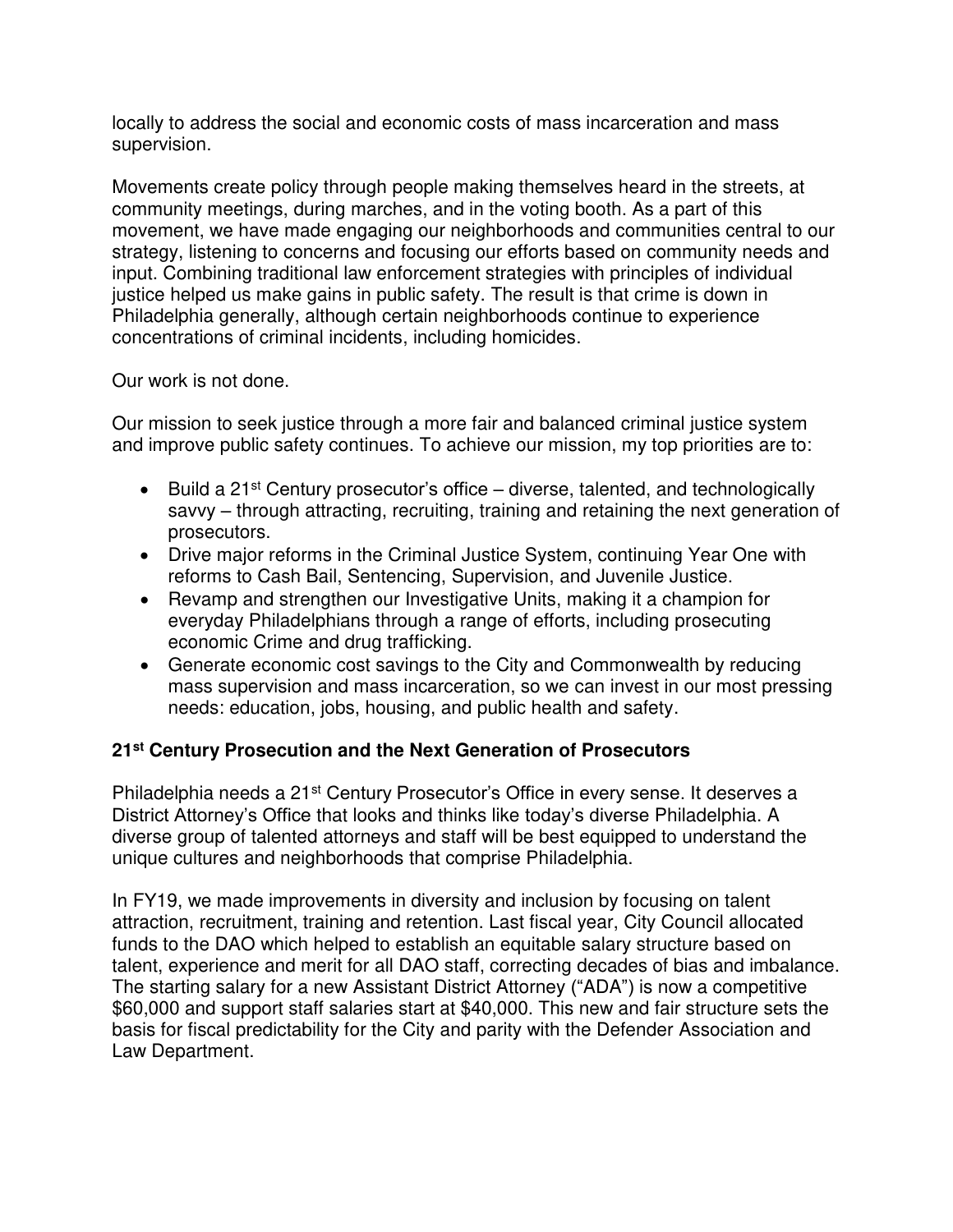locally to address the social and economic costs of mass incarceration and mass supervision.

Movements create policy through people making themselves heard in the streets, at community meetings, during marches, and in the voting booth. As a part of this movement, we have made engaging our neighborhoods and communities central to our strategy, listening to concerns and focusing our efforts based on community needs and input. Combining traditional law enforcement strategies with principles of individual justice helped us make gains in public safety. The result is that crime is down in Philadelphia generally, although certain neighborhoods continue to experience concentrations of criminal incidents, including homicides.

Our work is not done.

Our mission to seek justice through a more fair and balanced criminal justice system and improve public safety continues. To achieve our mission, my top priorities are to:

- Build a 21st Century prosecutor's office – diverse, talented, and technologically savvy – through attracting, recruiting, training and retaining the next generation of prosecutors.
- Drive major reforms in the Criminal Justice System, continuing Year One with reforms to Cash Bail, Sentencing, Supervision, and Juvenile Justice.
- Revamp and strengthen our Investigative Units, making it a champion for everyday Philadelphians through a range of efforts, including prosecuting economic Crime and drug trafficking.
- Generate economic cost savings to the City and Commonwealth by reducing mass supervision and mass incarceration, so we can invest in our most pressing needs: education, jobs, housing, and public health and safety.

## 21st Century Prosecution and the Next Generation of Prosecutors

Philadelphia needs a 21st Century Prosecutor's Office in every sense. It deserves a District Attorney's Office that looks and thinks like today's diverse Philadelphia. A diverse group of talented attorneys and staff will be best equipped to understand the unique cultures and neighborhoods that comprise Philadelphia.

In FY19, we made improvements in diversity and inclusion by focusing on talent attraction, recruitment, training and retention. Last fiscal year, City Council allocated funds to the DAO which helped to establish an equitable salary structure based on talent, experience and merit for all DAO staff, correcting decades of bias and imbalance. The starting salary for a new Assistant District Attorney ("ADA") is now a competitive $60,000 and support staff salaries start at $40,000. This new and fair structure sets the basis for fiscal predictability for the City and parity with the Defender Association and Law Department.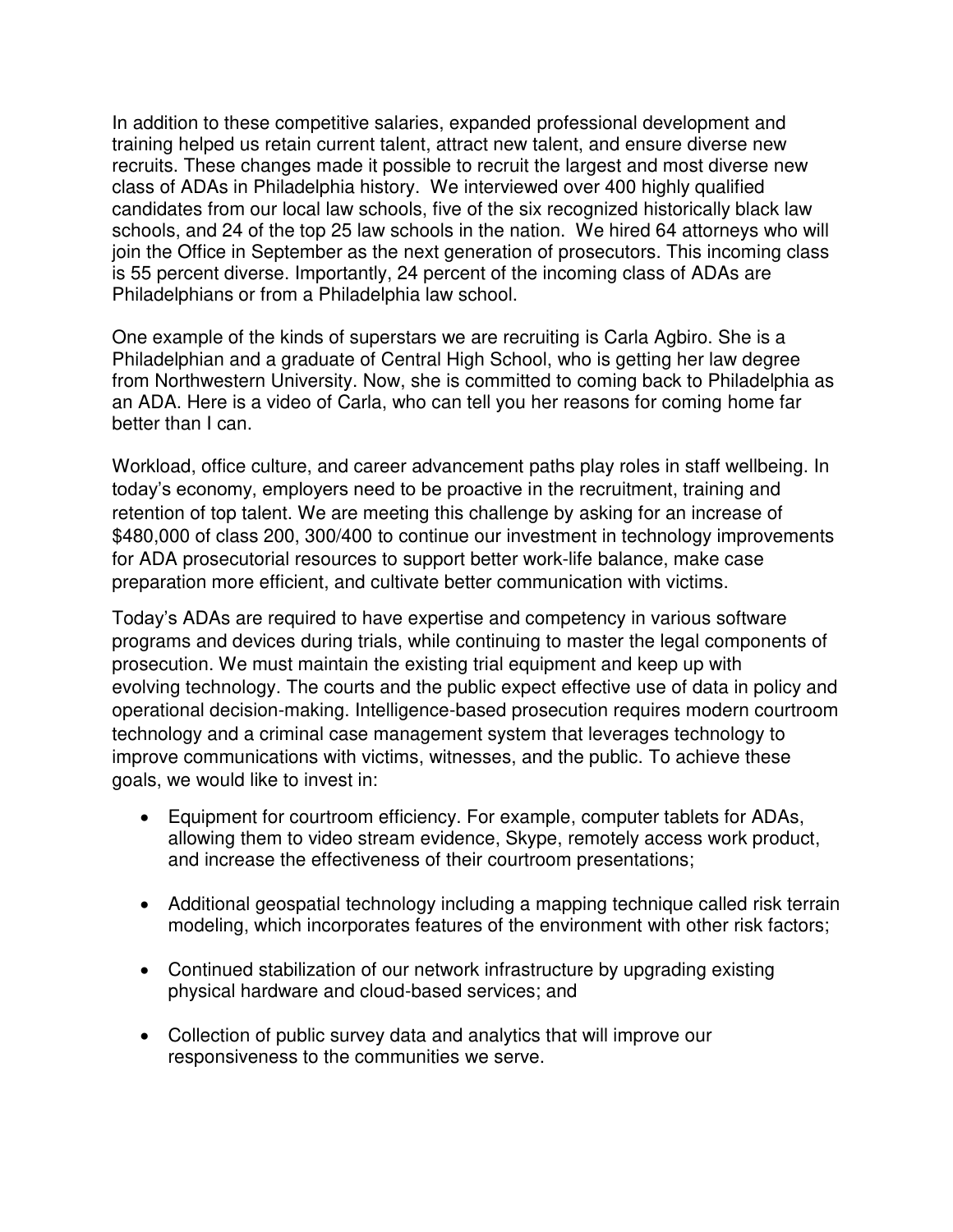In addition to these competitive salaries, expanded professional development and training helped us retain current talent, attract new talent, and ensure diverse new recruits. These changes made it possible to recruit the largest and most diverse new class of ADAs in Philadelphia history. We interviewed over 400 highly qualified candidates from our local law schools, five of the six recognized historically black law schools, and 24 of the top 25 law schools in the nation. We hired 64 attorneys who will join the Office in September as the next generation of prosecutors. This incoming class is 55 percent diverse. Importantly, 24 percent of the incoming class of ADAs are Philadelphians or from a Philadelphia law school.

One example of the kinds of superstars we are recruiting is Carla Agbiro. She is a Philadelphian and a graduate of Central High School, who is getting her law degree from Northwestern University. Now, she is committed to coming back to Philadelphia as an ADA. Here is a video of Carla, who can tell you her reasons for coming home far better than I can.

Workload, office culture, and career advancement paths play roles in staff wellbeing. In today's economy, employers need to be proactive in the recruitment, training and retention of top talent. We are meeting this challenge by asking for an increase of $480,000 of class 200, 300/400 to continue our investment in technology improvements for ADA prosecutorial resources to support better work-life balance, make case preparation more efficient, and cultivate better communication with victims.

Today's ADAs are required to have expertise and competency in various software programs and devices during trials, while continuing to master the legal components of prosecution. We must maintain the existing trial equipment and keep up with evolving technology. The courts and the public expect effective use of data in policy and operational decision-making. Intelligence-based prosecution requires modern courtroom technology and a criminal case management system that leverages technology to improve communications with victims, witnesses, and the public. To achieve these goals, we would like to invest in:

- Equipment for courtroom efficiency. For example, computer tablets for ADAs, allowing them to video stream evidence, Skype, remotely access work product, and increase the effectiveness of their courtroom presentations;

- Additional geospatial technology including a mapping technique called risk terrain modeling, which incorporates features of the environment with other risk factors;

- Continued stabilization of our network infrastructure by upgrading existing physical hardware and cloud-based services; and

- Collection of public survey data and analytics that will improve our responsiveness to the communities we serve.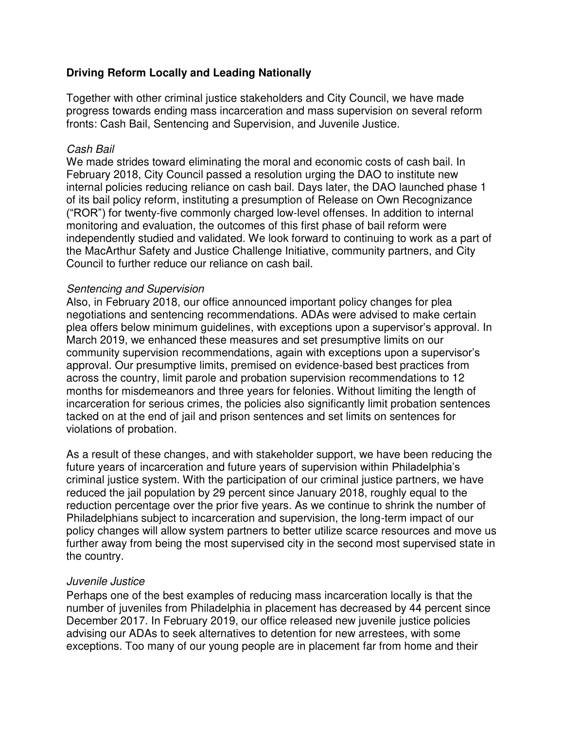**Driving Reform Locally and Leading Nationally**

Together with other criminal justice stakeholders and City Council, we have made progress towards ending mass incarceration and mass supervision on several reform fronts: Cash Bail, Sentencing and Supervision, and Juvenile Justice.

*Cash Bail*

We made strides toward eliminating the moral and economic costs of cash bail. In February 2018, City Council passed a resolution urging the DAO to institute new internal policies reducing reliance on cash bail. Days later, the DAO launched phase 1 of its bail policy reform, instituting a presumption of Release on Own Recognizance ("ROR") for twenty-five commonly charged low-level offenses. In addition to internal monitoring and evaluation, the outcomes of this first phase of bail reform were independently studied and validated. We look forward to continuing to work as a part of the MacArthur Safety and Justice Challenge Initiative, community partners, and City Council to further reduce our reliance on cash bail.

*Sentencing and Supervision*

Also, in February 2018, our office announced important policy changes for plea negotiations and sentencing recommendations. ADAs were advised to make certain plea offers below minimum guidelines, with exceptions upon a supervisor's approval. In March 2019, we enhanced these measures and set presumptive limits on our community supervision recommendations, again with exceptions upon a supervisor's approval. Our presumptive limits, premised on evidence-based best practices from across the country, limit parole and probation supervision recommendations to 12 months for misdemeanors and three years for felonies. Without limiting the length of incarceration for serious crimes, the policies also significantly limit probation sentences tacked on at the end of jail and prison sentences and set limits on sentences for violations of probation.

As a result of these changes, and with stakeholder support, we have been reducing the future years of incarceration and future years of supervision within Philadelphia's criminal justice system. With the participation of our criminal justice partners, we have reduced the jail population by 29 percent since January 2018, roughly equal to the reduction percentage over the prior five years. As we continue to shrink the number of Philadelphians subject to incarceration and supervision, the long-term impact of our policy changes will allow system partners to better utilize scarce resources and move us further away from being the most supervised city in the second most supervised state in the country.

*Juvenile Justice*

Perhaps one of the best examples of reducing mass incarceration locally is that the number of juveniles from Philadelphia in placement has decreased by 44 percent since December 2017. In February 2019, our office released new juvenile justice policies advising our ADAs to seek alternatives to detention for new arrestees, with some exceptions. Too many of our young people are in placement far from home and their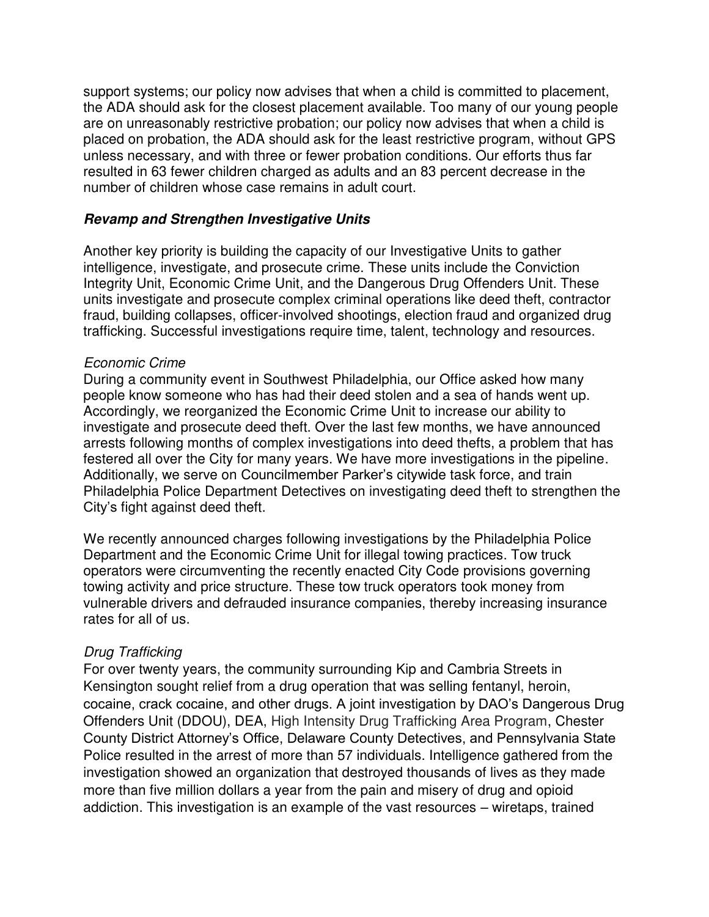support systems; our policy now advises that when a child is committed to placement, the ADA should ask for the closest placement available. Too many of our young people are on unreasonably restrictive probation; our policy now advises that when a child is placed on probation, the ADA should ask for the least restrictive program, without GPS unless necessary, and with three or fewer probation conditions. Our efforts thus far resulted in 63 fewer children charged as adults and an 83 percent decrease in the number of children whose case remains in adult court.

### ***Revamp and Strengthen Investigative Units***

Another key priority is building the capacity of our Investigative Units to gather intelligence, investigate, and prosecute crime. These units include the Conviction Integrity Unit, Economic Crime Unit, and the Dangerous Drug Offenders Unit. These units investigate and prosecute complex criminal operations like deed theft, contractor fraud, building collapses, officer-involved shootings, election fraud and organized drug trafficking. Successful investigations require time, talent, technology and resources.

*Economic Crime*
During a community event in Southwest Philadelphia, our Office asked how many people know someone who has had their deed stolen and a sea of hands went up. Accordingly, we reorganized the Economic Crime Unit to increase our ability to investigate and prosecute deed theft. Over the last few months, we have announced arrests following months of complex investigations into deed thefts, a problem that has festered all over the City for many years. We have more investigations in the pipeline. Additionally, we serve on Councilmember Parker's citywide task force, and train Philadelphia Police Department Detectives on investigating deed theft to strengthen the City's fight against deed theft.

We recently announced charges following investigations by the Philadelphia Police Department and the Economic Crime Unit for illegal towing practices. Tow truck operators were circumventing the recently enacted City Code provisions governing towing activity and price structure. These tow truck operators took money from vulnerable drivers and defrauded insurance companies, thereby increasing insurance rates for all of us.

*Drug Trafficking*
For over twenty years, the community surrounding Kip and Cambria Streets in Kensington sought relief from a drug operation that was selling fentanyl, heroin, cocaine, crack cocaine, and other drugs. A joint investigation by DAO's Dangerous Drug Offenders Unit (DDOU), DEA, High Intensity Drug Trafficking Area Program, Chester County District Attorney's Office, Delaware County Detectives, and Pennsylvania State Police resulted in the arrest of more than 57 individuals. Intelligence gathered from the investigation showed an organization that destroyed thousands of lives as they made more than five million dollars a year from the pain and misery of drug and opioid addiction. This investigation is an example of the vast resources – wiretaps, trained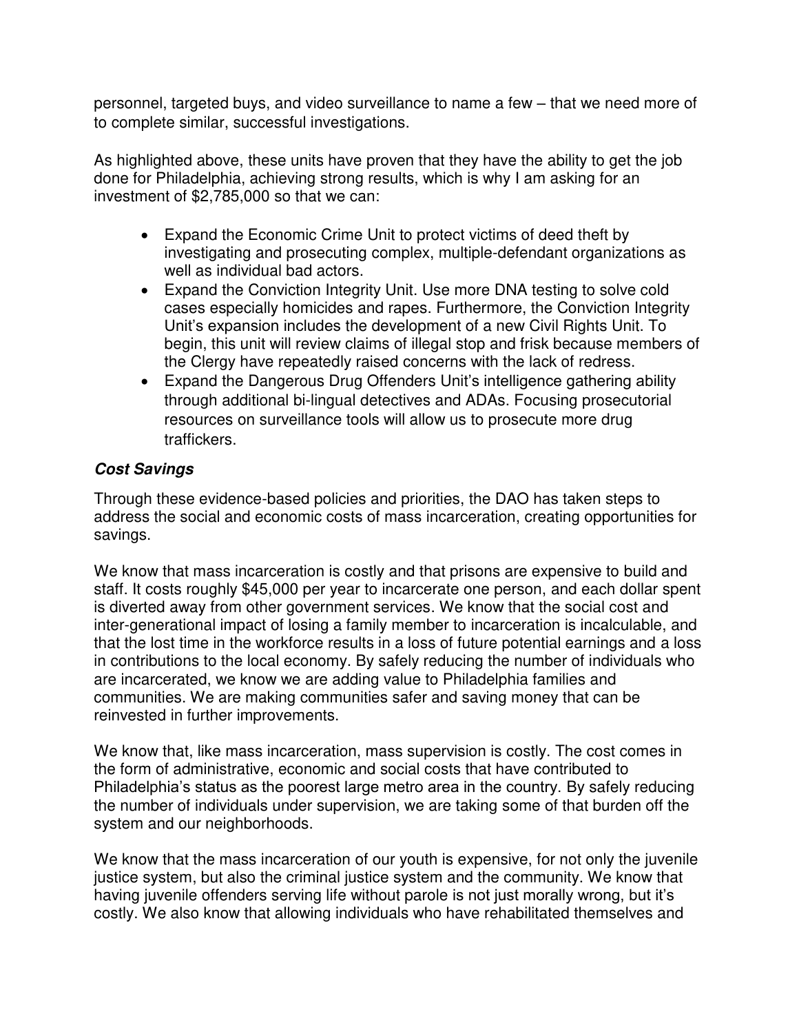personnel, targeted buys, and video surveillance to name a few – that we need more of to complete similar, successful investigations.

As highlighted above, these units have proven that they have the ability to get the job done for Philadelphia, achieving strong results, which is why I am asking for an investment of $2,785,000 so that we can:

- Expand the Economic Crime Unit to protect victims of deed theft by investigating and prosecuting complex, multiple-defendant organizations as well as individual bad actors.
- Expand the Conviction Integrity Unit. Use more DNA testing to solve cold cases especially homicides and rapes. Furthermore, the Conviction Integrity Unit's expansion includes the development of a new Civil Rights Unit. To begin, this unit will review claims of illegal stop and frisk because members of the Clergy have repeatedly raised concerns with the lack of redress.
- Expand the Dangerous Drug Offenders Unit's intelligence gathering ability through additional bi-lingual detectives and ADAs. Focusing prosecutorial resources on surveillance tools will allow us to prosecute more drug traffickers.

***Cost Savings***

Through these evidence-based policies and priorities, the DAO has taken steps to address the social and economic costs of mass incarceration, creating opportunities for savings.

We know that mass incarceration is costly and that prisons are expensive to build and staff. It costs roughly $45,000 per year to incarcerate one person, and each dollar spent is diverted away from other government services. We know that the social cost and inter-generational impact of losing a family member to incarceration is incalculable, and that the lost time in the workforce results in a loss of future potential earnings and a loss in contributions to the local economy. By safely reducing the number of individuals who are incarcerated, we know we are adding value to Philadelphia families and communities. We are making communities safer and saving money that can be reinvested in further improvements.

We know that, like mass incarceration, mass supervision is costly. The cost comes in the form of administrative, economic and social costs that have contributed to Philadelphia's status as the poorest large metro area in the country. By safely reducing the number of individuals under supervision, we are taking some of that burden off the system and our neighborhoods.

We know that the mass incarceration of our youth is expensive, for not only the juvenile justice system, but also the criminal justice system and the community. We know that having juvenile offenders serving life without parole is not just morally wrong, but it's costly. We also know that allowing individuals who have rehabilitated themselves and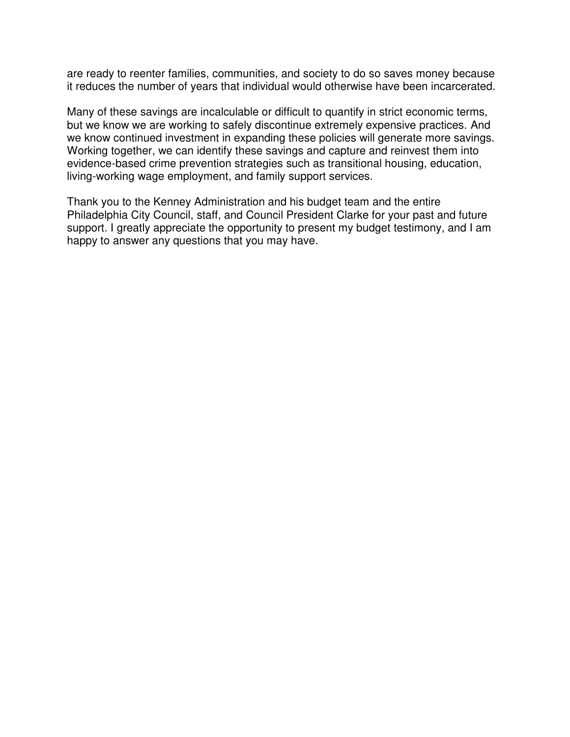are ready to reenter families, communities, and society to do so saves money because it reduces the number of years that individual would otherwise have been incarcerated.

Many of these savings are incalculable or difficult to quantify in strict economic terms, but we know we are working to safely discontinue extremely expensive practices. And we know continued investment in expanding these policies will generate more savings. Working together, we can identify these savings and capture and reinvest them into evidence-based crime prevention strategies such as transitional housing, education, living-working wage employment, and family support services.

Thank you to the Kenney Administration and his budget team and the entire Philadelphia City Council, staff, and Council President Clarke for your past and future support. I greatly appreciate the opportunity to present my budget testimony, and I am happy to answer any questions that you may have.